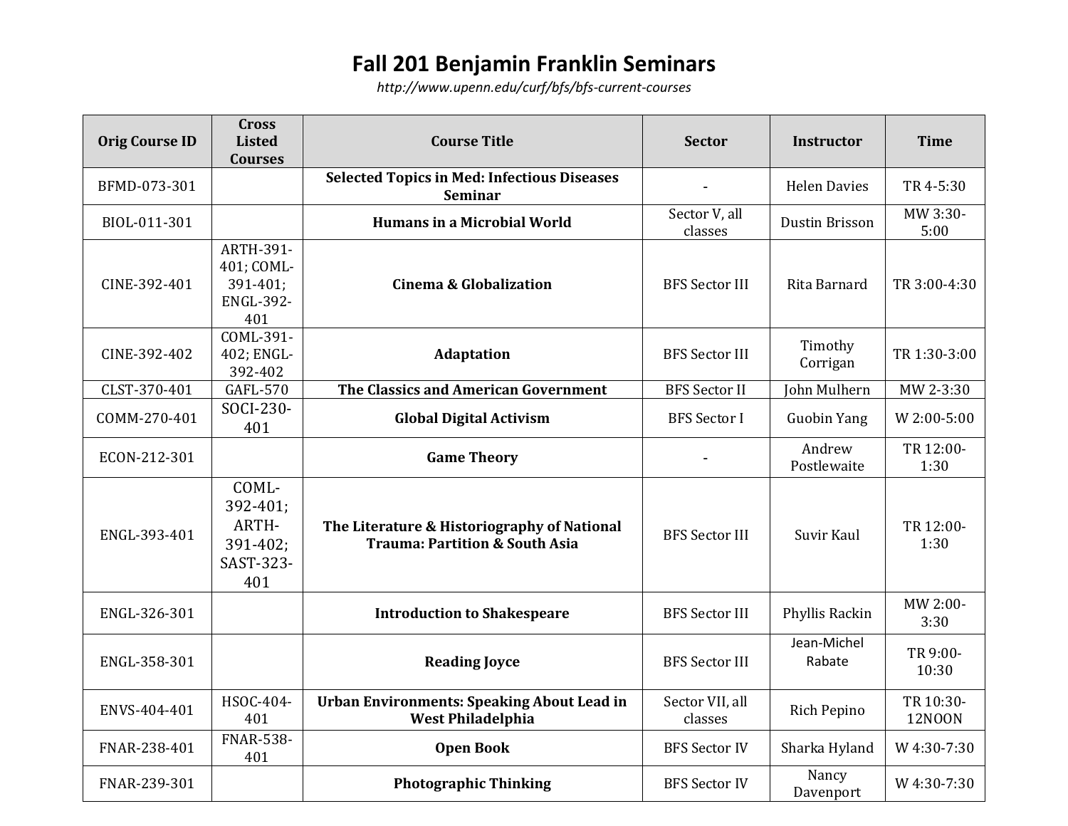# Fall 201 Benjamin Franklin Seminars

*http://www.upenn.edu/curf/bfs/bfs-current-courses*

| Orig Course ID | Cross Listed Courses | Course Title | Sector | Instructor | Time |
|---|---|---|---|---|---|
| BFMD-073-301 | | **Selected Topics in Med: Infectious Diseases Seminar** | - | Helen Davies | TR 4-5:30 |
| BIOL-011-301 | | **Humans in a Microbial World** | Sector V, all classes | Dustin Brisson | MW 3:30-5:00 |
| CINE-392-401 | ARTH-391-401; COML-391-401; ENGL-392-401 | **Cinema & Globalization** | BFS Sector III | Rita Barnard | TR 3:00-4:30 |
| CINE-392-402 | COML-391-402; ENGL-392-402 | **Adaptation** | BFS Sector III | Timothy Corrigan | TR 1:30-3:00 |
| CLST-370-401 | GAFL-570 | **The Classics and American Government** | BFS Sector II | John Mulhern | MW 2-3:30 |
| COMM-270-401 | SOCI-230-401 | **Global Digital Activism** | BFS Sector I | Guobin Yang | W 2:00-5:00 |
| ECON-212-301 | | **Game Theory** | - | Andrew Postlewaite | TR 12:00-1:30 |
| ENGL-393-401 | COML-392-401; ARTH-391-402; SAST-323-401 | **The Literature & Historiography of National Trauma: Partition & South Asia** | BFS Sector III | Suvir Kaul | TR 12:00-1:30 |
| ENGL-326-301 | | **Introduction to Shakespeare** | BFS Sector III | Phyllis Rackin | MW 2:00-3:30 |
| ENGL-358-301 | | **Reading Joyce** | BFS Sector III | Jean-Michel Rabate | TR 9:00-10:30 |
| ENVS-404-401 | HSOC-404-401 | **Urban Environments: Speaking About Lead in West Philadelphia** | Sector VII, all classes | Rich Pepino | TR 10:30-12NOON |
| FNAR-238-401 | FNAR-538-401 | **Open Book** | BFS Sector IV | Sharka Hyland | W 4:30-7:30 |
| FNAR-239-301 | | **Photographic Thinking** | BFS Sector IV | Nancy Davenport | W 4:30-7:30 |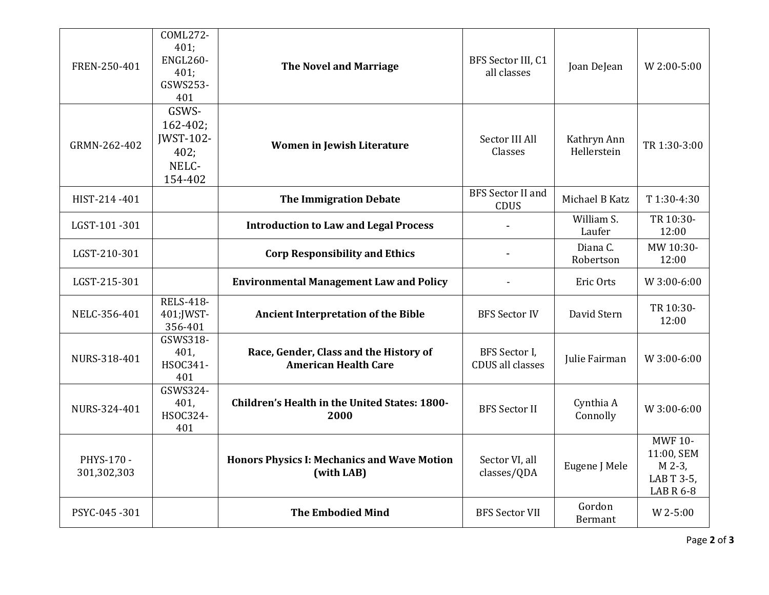| FREN-250-401 | COML272-401; ENGL260-401; GSWS253-401 | **The Novel and Marriage** | BFS Sector III, C1 all classes | Joan DeJean | W 2:00-5:00 |
|---|---|---|---|---|---|
| GRMN-262-402 | GSWS-162-402; JWST-102-402; NELC-154-402 | **Women in Jewish Literature** | Sector III All Classes | Kathryn Ann Hellerstein | TR 1:30-3:00 |
| HIST-214 -401 | | **The Immigration Debate** | BFS Sector II and CDUS | Michael B Katz | T 1:30-4:30 |
| LGST-101 -301 | | **Introduction to Law and Legal Process** | - | William S. Laufer | TR 10:30-12:00 |
| LGST-210-301 | | **Corp Responsibility and Ethics** | - | Diana C. Robertson | MW 10:30-12:00 |
| LGST-215-301 | | **Environmental Management Law and Policy** | - | Eric Orts | W 3:00-6:00 |
| NELC-356-401 | RELS-418-401;JWST-356-401 | **Ancient Interpretation of the Bible** | BFS Sector IV | David Stern | TR 10:30-12:00 |
| NURS-318-401 | GSWS318-401, HSOC341-401 | **Race, Gender, Class and the History of American Health Care** | BFS Sector I, CDUS all classes | Julie Fairman | W 3:00-6:00 |
| NURS-324-401 | GSWS324-401, HSOC324-401 | **Children's Health in the United States: 1800-2000** | BFS Sector II | Cynthia A Connolly | W 3:00-6:00 |
| PHYS-170 - 301,302,303 | | **Honors Physics I: Mechanics and Wave Motion (with LAB)** | Sector VI, all classes/QDA | Eugene J Mele | MWF 10-11:00, SEM M 2-3, LAB T 3-5, LAB R 6-8 |
| PSYC-045 -301 | | **The Embodied Mind** | BFS Sector VII | Gordon Bermant | W 2-5:00 |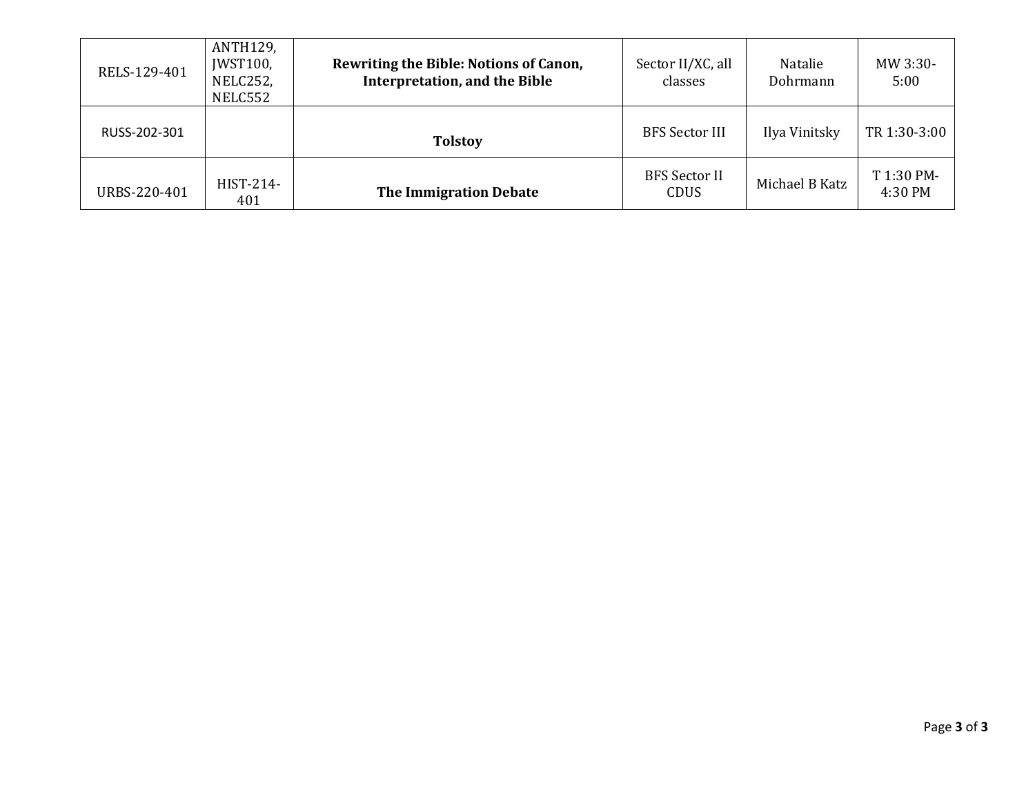| | | | | | |
|---|---|---|---|---|---|
| RELS-129-401 | ANTH129, JWST100, NELC252, NELC552 | **Rewriting the Bible: Notions of Canon, Interpretation, and the Bible** | Sector II/XC, all classes | Natalie Dohrmann | MW 3:30-5:00 |
| RUSS-202-301 | | **Tolstoy** | BFS Sector III | Ilya Vinitsky | TR 1:30-3:00 |
| URBS-220-401 | HIST-214-401 | **The Immigration Debate** | BFS Sector II CDUS | Michael B Katz | T 1:30 PM-4:30 PM |